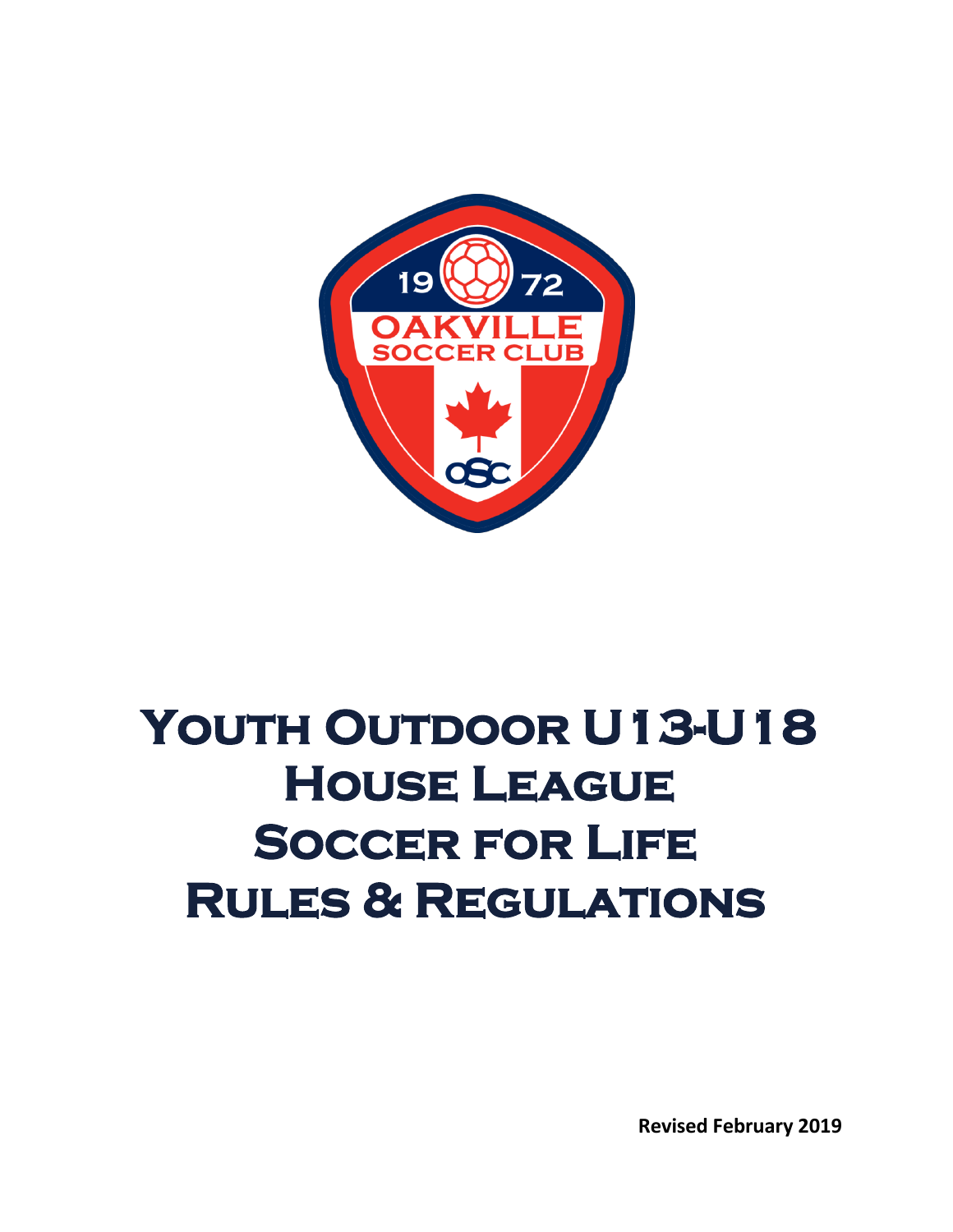# Youth Outdoor U13-U18 House League Soccer for Life Rules & Regulations

**Revised February 2019**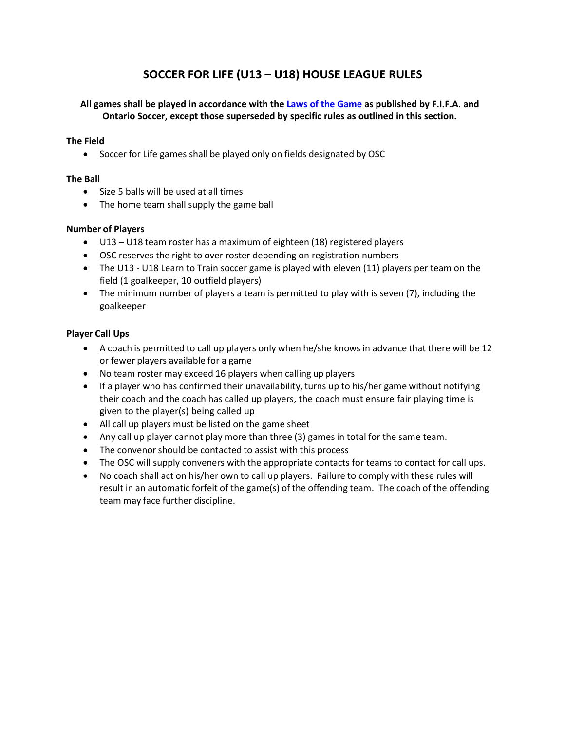# SOCCER FOR LIFE (U13 – U18) HOUSE LEAGUE RULES

**All games shall be played in accordance with the [Laws of the Game](Laws of the Game) as published by F.I.F.A. and Ontario Soccer, except those superseded by specific rules as outlined in this section.**

### The Field

- Soccer for Life games shall be played only on fields designated by OSC

### The Ball

- Size 5 balls will be used at all times
- The home team shall supply the game ball

### Number of Players

- U13 – U18 team roster has a maximum of eighteen (18) registered players
- OSC reserves the right to over roster depending on registration numbers
- The U13 - U18 Learn to Train soccer game is played with eleven (11) players per team on the field (1 goalkeeper, 10 outfield players)
- The minimum number of players a team is permitted to play with is seven (7), including the goalkeeper

### Player Call Ups

- A coach is permitted to call up players only when he/she knows in advance that there will be 12 or fewer players available for a game
- No team roster may exceed 16 players when calling up players
- If a player who has confirmed their unavailability, turns up to his/her game without notifying their coach and the coach has called up players, the coach must ensure fair playing time is given to the player(s) being called up
- All call up players must be listed on the game sheet
- Any call up player cannot play more than three (3) games in total for the same team.
- The convenor should be contacted to assist with this process
- The OSC will supply conveners with the appropriate contacts for teams to contact for call ups.
- No coach shall act on his/her own to call up players. Failure to comply with these rules will result in an automatic forfeit of the game(s) of the offending team. The coach of the offending team may face further discipline.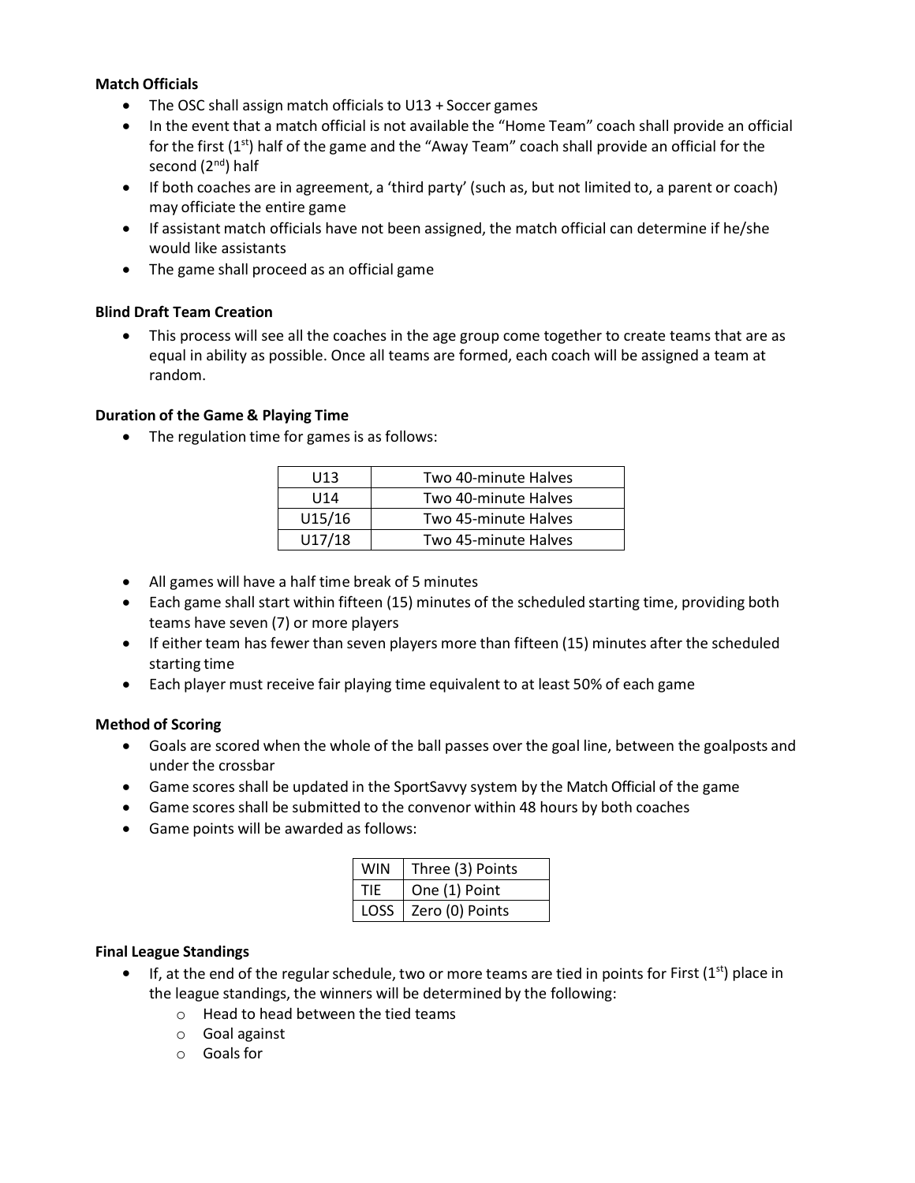**Match Officials**

- The OSC shall assign match officials to U13 + Soccer games
- In the event that a match official is not available the "Home Team" coach shall provide an official for the first (1st) half of the game and the "Away Team" coach shall provide an official for the second (2nd) half
- If both coaches are in agreement, a 'third party' (such as, but not limited to, a parent or coach) may officiate the entire game
- If assistant match officials have not been assigned, the match official can determine if he/she would like assistants
- The game shall proceed as an official game

**Blind Draft Team Creation**

- This process will see all the coaches in the age group come together to create teams that are as equal in ability as possible. Once all teams are formed, each coach will be assigned a team at random.

**Duration of the Game & Playing Time**

- The regulation time for games is as follows:

| U13 | Two 40-minute Halves |
|---|---|
| U14 | Two 40-minute Halves |
| U15/16 | Two 45-minute Halves |
| U17/18 | Two 45-minute Halves |

- All games will have a half time break of 5 minutes
- Each game shall start within fifteen (15) minutes of the scheduled starting time, providing both teams have seven (7) or more players
- If either team has fewer than seven players more than fifteen (15) minutes after the scheduled starting time
- Each player must receive fair playing time equivalent to at least 50% of each game

**Method of Scoring**

- Goals are scored when the whole of the ball passes over the goal line, between the goalposts and under the crossbar
- Game scores shall be updated in the SportSavvy system by the Match Official of the game
- Game scores shall be submitted to the convenor within 48 hours by both coaches
- Game points will be awarded as follows:

| WIN | Three (3) Points |
|---|---|
| TIE | One (1) Point |
| LOSS | Zero (0) Points |

**Final League Standings**

- If, at the end of the regular schedule, two or more teams are tied in points for First (1st) place in the league standings, the winners will be determined by the following:
  - Head to head between the tied teams
  - Goal against
  - Goals for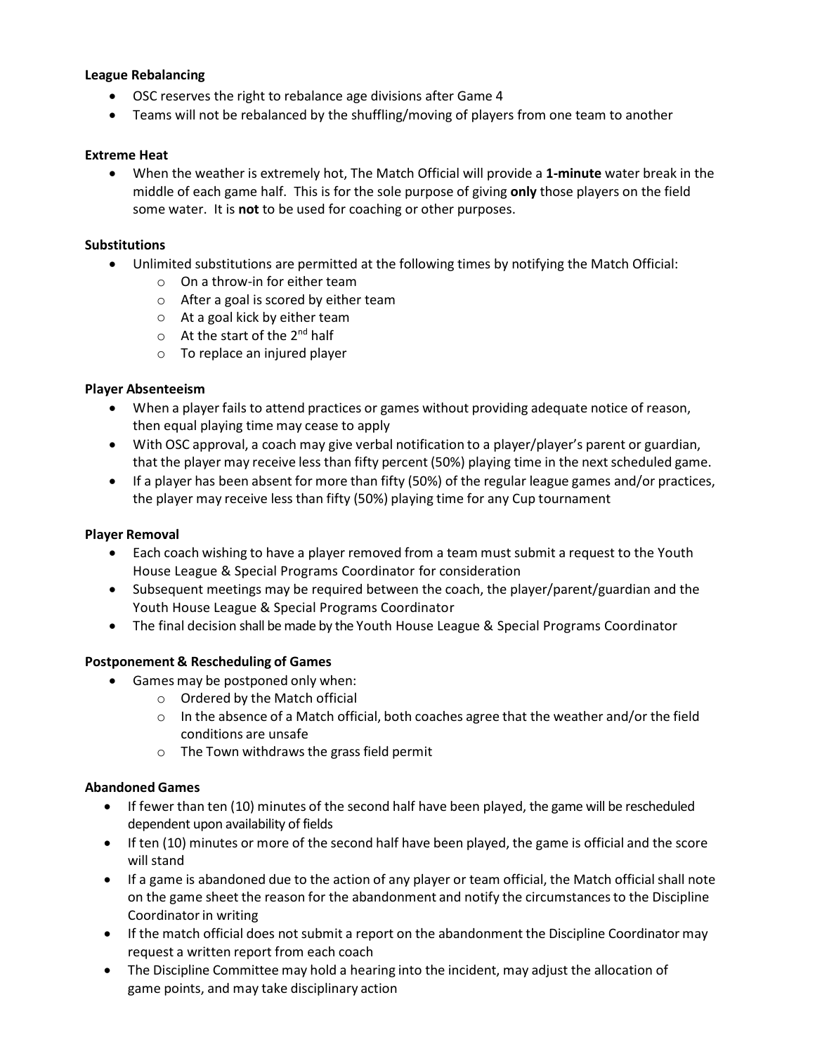**League Rebalancing**

- OSC reserves the right to rebalance age divisions after Game 4
- Teams will not be rebalanced by the shuffling/moving of players from one team to another

**Extreme Heat**

- When the weather is extremely hot, The Match Official will provide a **1-minute** water break in the middle of each game half. This is for the sole purpose of giving **only** those players on the field some water. It is **not** to be used for coaching or other purposes.

**Substitutions**

- Unlimited substitutions are permitted at the following times by notifying the Match Official:
  - On a throw-in for either team
  - After a goal is scored by either team
  - At a goal kick by either team
  - At the start of the 2nd half
  - To replace an injured player

**Player Absenteeism**

- When a player fails to attend practices or games without providing adequate notice of reason, then equal playing time may cease to apply
- With OSC approval, a coach may give verbal notification to a player/player's parent or guardian, that the player may receive less than fifty percent (50%) playing time in the next scheduled game.
- If a player has been absent for more than fifty (50%) of the regular league games and/or practices, the player may receive less than fifty (50%) playing time for any Cup tournament

**Player Removal**

- Each coach wishing to have a player removed from a team must submit a request to the Youth House League & Special Programs Coordinator for consideration
- Subsequent meetings may be required between the coach, the player/parent/guardian and the Youth House League & Special Programs Coordinator
- The final decision shall be made by the Youth House League & Special Programs Coordinator

**Postponement & Rescheduling of Games**

- Games may be postponed only when:
  - Ordered by the Match official
  - In the absence of a Match official, both coaches agree that the weather and/or the field conditions are unsafe
  - The Town withdraws the grass field permit

**Abandoned Games**

- If fewer than ten (10) minutes of the second half have been played, the game will be rescheduled dependent upon availability of fields
- If ten (10) minutes or more of the second half have been played, the game is official and the score will stand
- If a game is abandoned due to the action of any player or team official, the Match official shall note on the game sheet the reason for the abandonment and notify the circumstances to the Discipline Coordinator in writing
- If the match official does not submit a report on the abandonment the Discipline Coordinator may request a written report from each coach
- The Discipline Committee may hold a hearing into the incident, may adjust the allocation of game points, and may take disciplinary action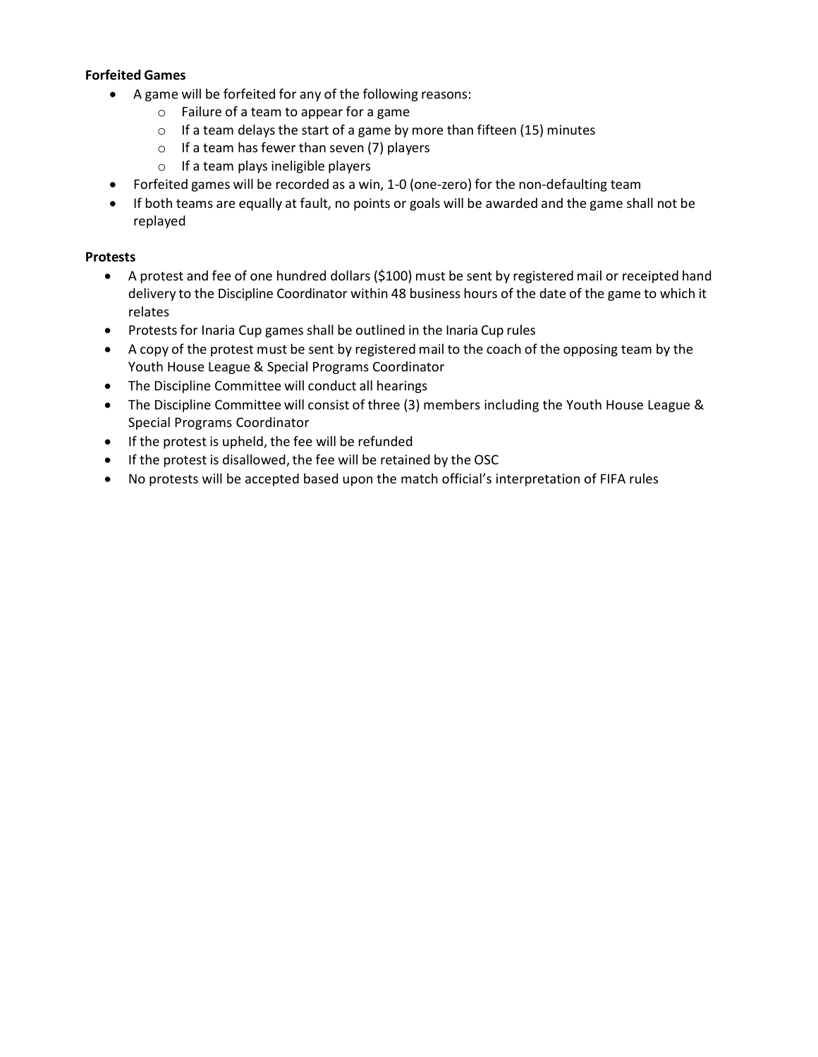**Forfeited Games**

- A game will be forfeited for any of the following reasons:
    - Failure of a team to appear for a game
    - If a team delays the start of a game by more than fifteen (15) minutes
    - If a team has fewer than seven (7) players
    - If a team plays ineligible players
- Forfeited games will be recorded as a win, 1-0 (one-zero) for the non-defaulting team
- If both teams are equally at fault, no points or goals will be awarded and the game shall not be replayed

**Protests**

- A protest and fee of one hundred dollars ($100) must be sent by registered mail or receipted hand delivery to the Discipline Coordinator within 48 business hours of the date of the game to which it relates
- Protests for Inaria Cup games shall be outlined in the Inaria Cup rules
- A copy of the protest must be sent by registered mail to the coach of the opposing team by the Youth House League & Special Programs Coordinator
- The Discipline Committee will conduct all hearings
- The Discipline Committee will consist of three (3) members including the Youth House League & Special Programs Coordinator
- If the protest is upheld, the fee will be refunded
- If the protest is disallowed, the fee will be retained by the OSC
- No protests will be accepted based upon the match official's interpretation of FIFA rules